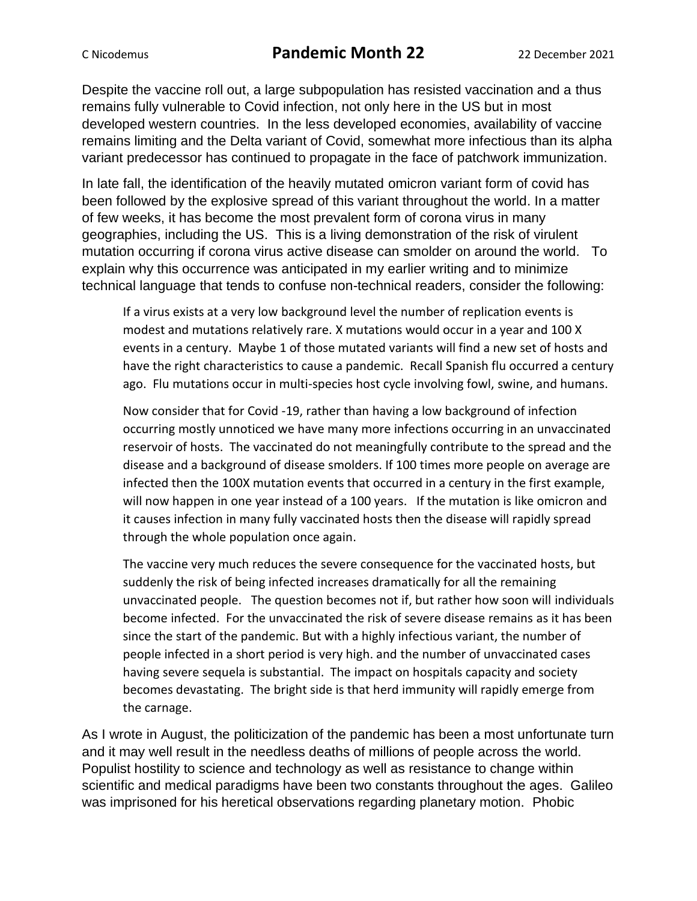C Nicodemus

# Pandemic Month 22

22 December 2021

Despite the vaccine roll out, a large subpopulation has resisted vaccination and a thus remains fully vulnerable to Covid infection, not only here in the US but in most developed western countries. In the less developed economies, availability of vaccine remains limiting and the Delta variant of Covid, somewhat more infectious than its alpha variant predecessor has continued to propagate in the face of patchwork immunization.

In late fall, the identification of the heavily mutated omicron variant form of covid has been followed by the explosive spread of this variant throughout the world. In a matter of few weeks, it has become the most prevalent form of corona virus in many geographies, including the US. This is a living demonstration of the risk of virulent mutation occurring if corona virus active disease can smolder on around the world. To explain why this occurrence was anticipated in my earlier writing and to minimize technical language that tends to confuse non-technical readers, consider the following:

> If a virus exists at a very low background level the number of replication events is modest and mutations relatively rare. X mutations would occur in a year and 100 X events in a century. Maybe 1 of those mutated variants will find a new set of hosts and have the right characteristics to cause a pandemic. Recall Spanish flu occurred a century ago. Flu mutations occur in multi-species host cycle involving fowl, swine, and humans.
>
> Now consider that for Covid -19, rather than having a low background of infection occurring mostly unnoticed we have many more infections occurring in an unvaccinated reservoir of hosts. The vaccinated do not meaningfully contribute to the spread and the disease and a background of disease smolders. If 100 times more people on average are infected then the 100X mutation events that occurred in a century in the first example, will now happen in one year instead of a 100 years. If the mutation is like omicron and it causes infection in many fully vaccinated hosts then the disease will rapidly spread through the whole population once again.
>
> The vaccine very much reduces the severe consequence for the vaccinated hosts, but suddenly the risk of being infected increases dramatically for all the remaining unvaccinated people. The question becomes not if, but rather how soon will individuals become infected. For the unvaccinated the risk of severe disease remains as it has been since the start of the pandemic. But with a highly infectious variant, the number of people infected in a short period is very high. and the number of unvaccinated cases having severe sequela is substantial. The impact on hospitals capacity and society becomes devastating. The bright side is that herd immunity will rapidly emerge from the carnage.

As I wrote in August, the politicization of the pandemic has been a most unfortunate turn and it may well result in the needless deaths of millions of people across the world. Populist hostility to science and technology as well as resistance to change within scientific and medical paradigms have been two constants throughout the ages. Galileo was imprisoned for his heretical observations regarding planetary motion. Phobic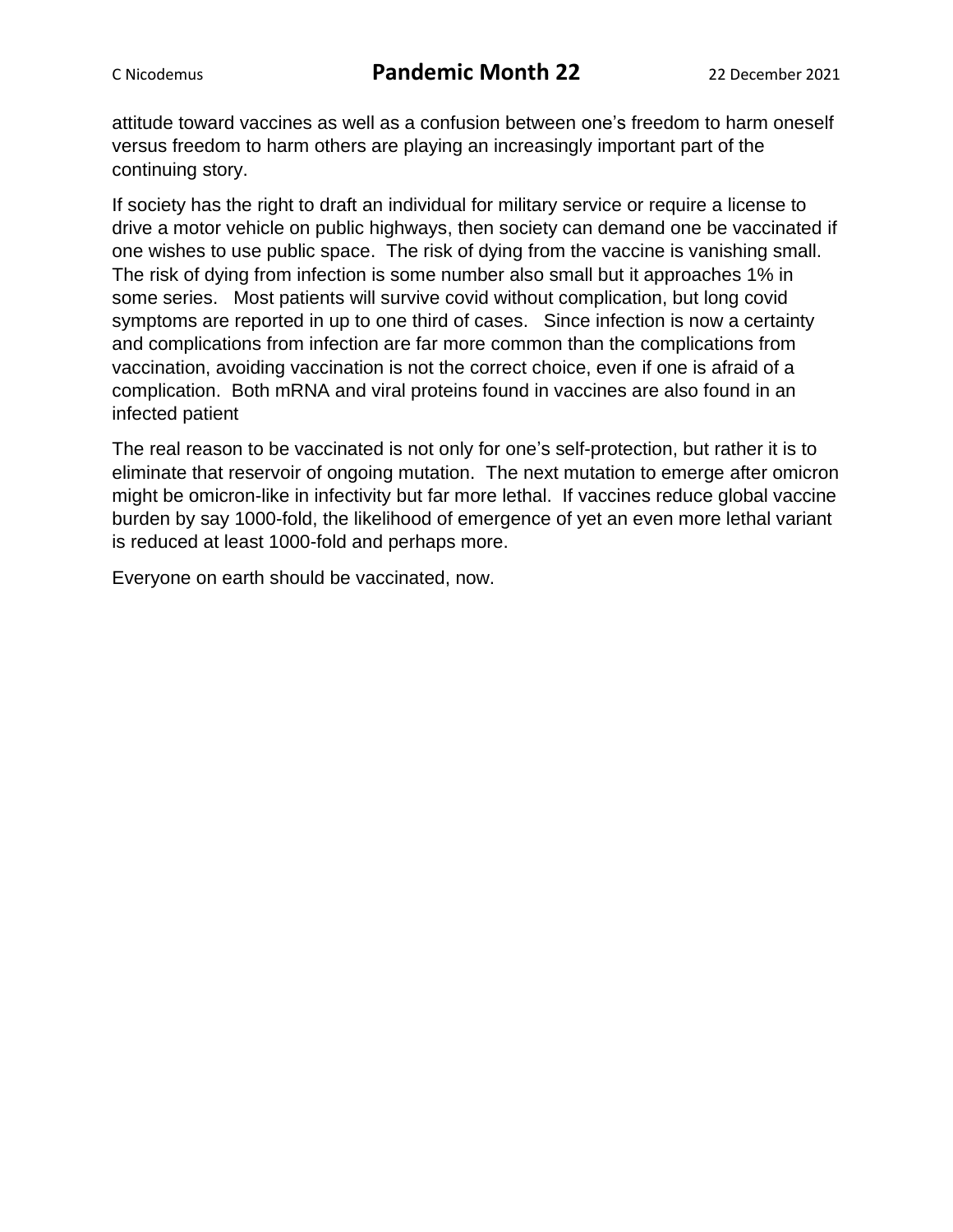attitude toward vaccines as well as a confusion between one's freedom to harm oneself versus freedom to harm others are playing an increasingly important part of the continuing story.

If society has the right to draft an individual for military service or require a license to drive a motor vehicle on public highways, then society can demand one be vaccinated if one wishes to use public space. The risk of dying from the vaccine is vanishing small. The risk of dying from infection is some number also small but it approaches 1% in some series. Most patients will survive covid without complication, but long covid symptoms are reported in up to one third of cases. Since infection is now a certainty and complications from infection are far more common than the complications from vaccination, avoiding vaccination is not the correct choice, even if one is afraid of a complication. Both mRNA and viral proteins found in vaccines are also found in an infected patient

The real reason to be vaccinated is not only for one's self-protection, but rather it is to eliminate that reservoir of ongoing mutation. The next mutation to emerge after omicron might be omicron-like in infectivity but far more lethal. If vaccines reduce global vaccine burden by say 1000-fold, the likelihood of emergence of yet an even more lethal variant is reduced at least 1000-fold and perhaps more.

Everyone on earth should be vaccinated, now.